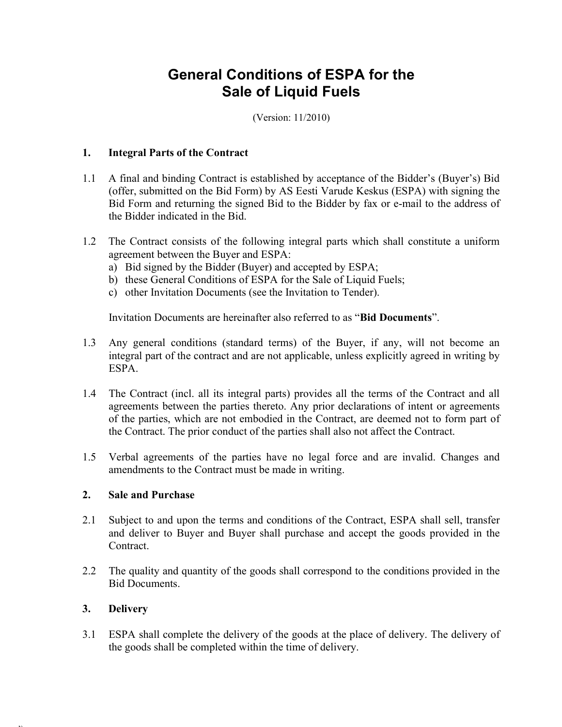# General Conditions of ESPA for the Sale of Liquid Fuels

(Version: 11/2010)

## 1. Integral Parts of the Contract

1.1 A final and binding Contract is established by acceptance of the Bidder's (Buyer's) Bid (offer, submitted on the Bid Form) by AS Eesti Varude Keskus (ESPA) with signing the Bid Form and returning the signed Bid to the Bidder by fax or e-mail to the address of the Bidder indicated in the Bid.

1.2 The Contract consists of the following integral parts which shall constitute a uniform agreement between the Buyer and ESPA:

a) Bid signed by the Bidder (Buyer) and accepted by ESPA;
b) these General Conditions of ESPA for the Sale of Liquid Fuels;
c) other Invitation Documents (see the Invitation to Tender).

Invitation Documents are hereinafter also referred to as "**Bid Documents**".

1.3 Any general conditions (standard terms) of the Buyer, if any, will not become an integral part of the contract and are not applicable, unless explicitly agreed in writing by ESPA.

1.4 The Contract (incl. all its integral parts) provides all the terms of the Contract and all agreements between the parties thereto. Any prior declarations of intent or agreements of the parties, which are not embodied in the Contract, are deemed not to form part of the Contract. The prior conduct of the parties shall also not affect the Contract.

1.5 Verbal agreements of the parties have no legal force and are invalid. Changes and amendments to the Contract must be made in writing.

## 2. Sale and Purchase

2.1 Subject to and upon the terms and conditions of the Contract, ESPA shall sell, transfer and deliver to Buyer and Buyer shall purchase and accept the goods provided in the Contract.

2.2 The quality and quantity of the goods shall correspond to the conditions provided in the Bid Documents.

## 3. Delivery

3.1 ESPA shall complete the delivery of the goods at the place of delivery. The delivery of the goods shall be completed within the time of delivery.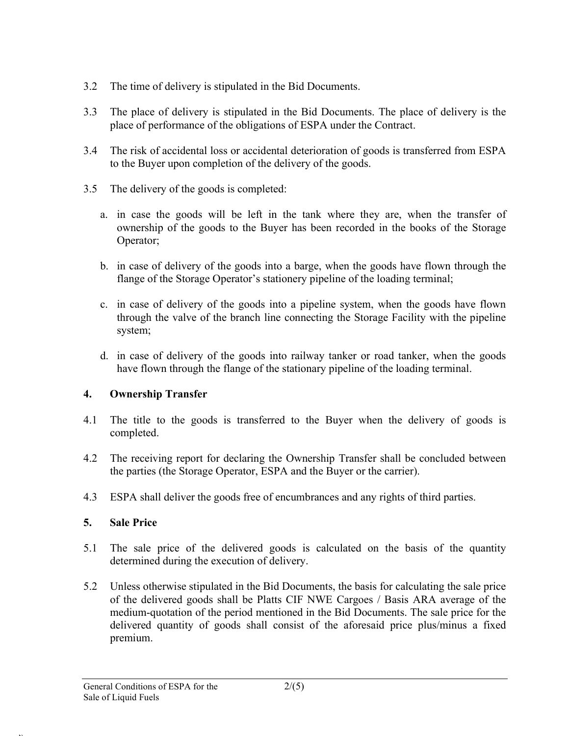3.2 The time of delivery is stipulated in the Bid Documents.

3.3 The place of delivery is stipulated in the Bid Documents. The place of delivery is the place of performance of the obligations of ESPA under the Contract.

3.4 The risk of accidental loss or accidental deterioration of goods is transferred from ESPA to the Buyer upon completion of the delivery of the goods.

3.5 The delivery of the goods is completed:

a. in case the goods will be left in the tank where they are, when the transfer of ownership of the goods to the Buyer has been recorded in the books of the Storage Operator;

b. in case of delivery of the goods into a barge, when the goods have flown through the flange of the Storage Operator's stationery pipeline of the loading terminal;

c. in case of delivery of the goods into a pipeline system, when the goods have flown through the valve of the branch line connecting the Storage Facility with the pipeline system;

d. in case of delivery of the goods into railway tanker or road tanker, when the goods have flown through the flange of the stationary pipeline of the loading terminal.

## 4. Ownership Transfer

4.1 The title to the goods is transferred to the Buyer when the delivery of goods is completed.

4.2 The receiving report for declaring the Ownership Transfer shall be concluded between the parties (the Storage Operator, ESPA and the Buyer or the carrier).

4.3 ESPA shall deliver the goods free of encumbrances and any rights of third parties.

## 5. Sale Price

5.1 The sale price of the delivered goods is calculated on the basis of the quantity determined during the execution of delivery.

5.2 Unless otherwise stipulated in the Bid Documents, the basis for calculating the sale price of the delivered goods shall be Platts CIF NWE Cargoes / Basis ARA average of the medium-quotation of the period mentioned in the Bid Documents. The sale price for the delivered quantity of goods shall consist of the aforesaid price plus/minus a fixed premium.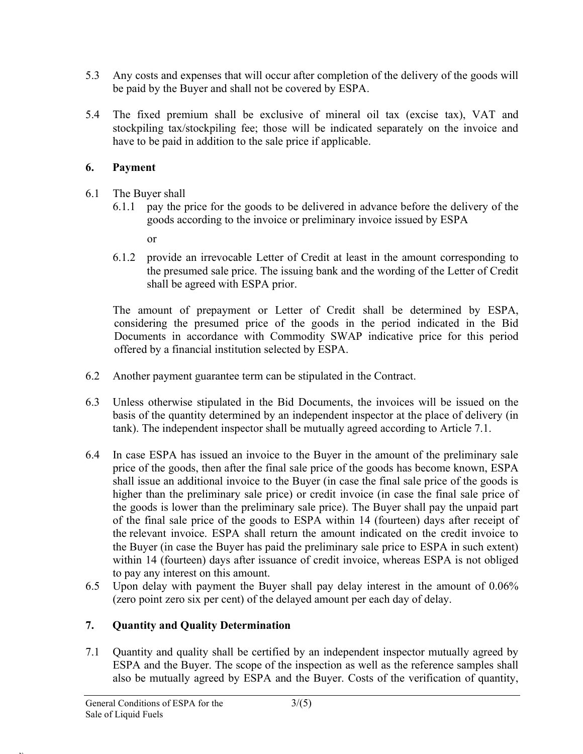5.3 Any costs and expenses that will occur after completion of the delivery of the goods will be paid by the Buyer and shall not be covered by ESPA.

5.4 The fixed premium shall be exclusive of mineral oil tax (excise tax), VAT and stockpiling tax/stockpiling fee; those will be indicated separately on the invoice and have to be paid in addition to the sale price if applicable.

## 6. Payment

6.1 The Buyer shall

6.1.1 pay the price for the goods to be delivered in advance before the delivery of the goods according to the invoice or preliminary invoice issued by ESPA

or

6.1.2 provide an irrevocable Letter of Credit at least in the amount corresponding to the presumed sale price. The issuing bank and the wording of the Letter of Credit shall be agreed with ESPA prior.

The amount of prepayment or Letter of Credit shall be determined by ESPA, considering the presumed price of the goods in the period indicated in the Bid Documents in accordance with Commodity SWAP indicative price for this period offered by a financial institution selected by ESPA.

6.2 Another payment guarantee term can be stipulated in the Contract.

6.3 Unless otherwise stipulated in the Bid Documents, the invoices will be issued on the basis of the quantity determined by an independent inspector at the place of delivery (in tank). The independent inspector shall be mutually agreed according to Article 7.1.

6.4 In case ESPA has issued an invoice to the Buyer in the amount of the preliminary sale price of the goods, then after the final sale price of the goods has become known, ESPA shall issue an additional invoice to the Buyer (in case the final sale price of the goods is higher than the preliminary sale price) or credit invoice (in case the final sale price of the goods is lower than the preliminary sale price). The Buyer shall pay the unpaid part of the final sale price of the goods to ESPA within 14 (fourteen) days after receipt of the relevant invoice. ESPA shall return the amount indicated on the credit invoice to the Buyer (in case the Buyer has paid the preliminary sale price to ESPA in such extent) within 14 (fourteen) days after issuance of credit invoice, whereas ESPA is not obliged to pay any interest on this amount.

6.5 Upon delay with payment the Buyer shall pay delay interest in the amount of 0.06% (zero point zero six per cent) of the delayed amount per each day of delay.

## 7. Quantity and Quality Determination

7.1 Quantity and quality shall be certified by an independent inspector mutually agreed by ESPA and the Buyer. The scope of the inspection as well as the reference samples shall also be mutually agreed by ESPA and the Buyer. Costs of the verification of quantity,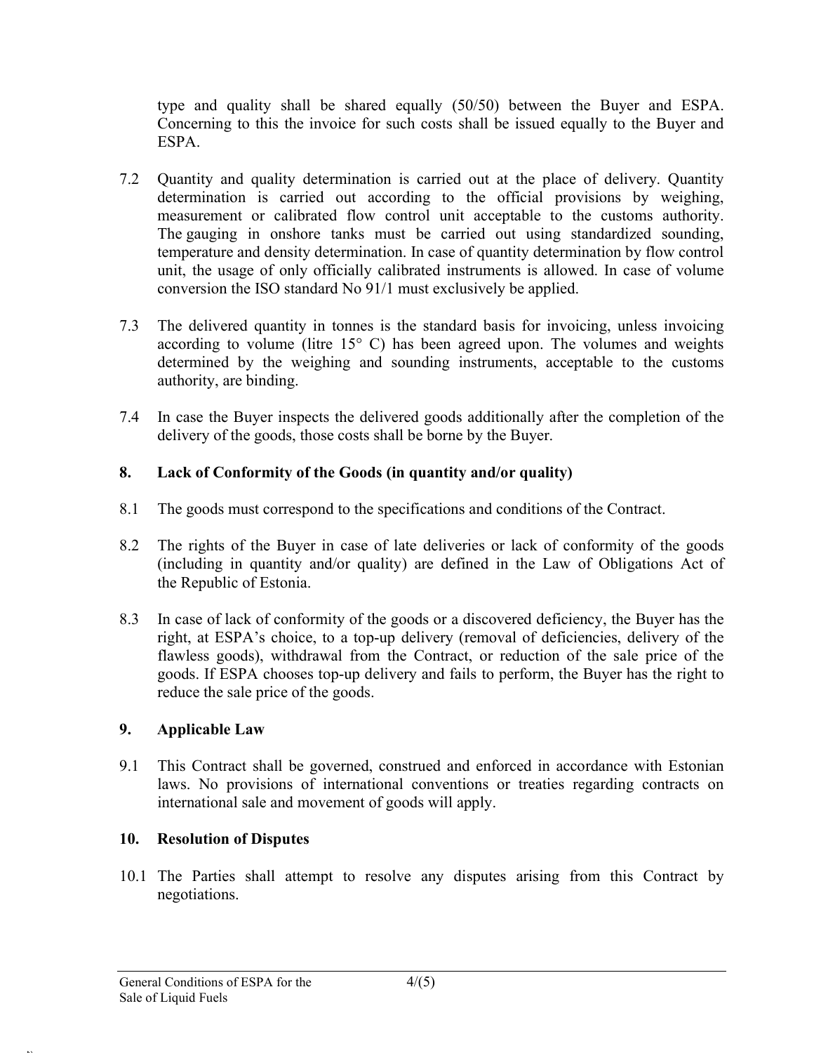type and quality shall be shared equally (50/50) between the Buyer and ESPA. Concerning to this the invoice for such costs shall be issued equally to the Buyer and ESPA.

7.2 Quantity and quality determination is carried out at the place of delivery. Quantity determination is carried out according to the official provisions by weighing, measurement or calibrated flow control unit acceptable to the customs authority. The gauging in onshore tanks must be carried out using standardized sounding, temperature and density determination. In case of quantity determination by flow control unit, the usage of only officially calibrated instruments is allowed. In case of volume conversion the ISO standard No 91/1 must exclusively be applied.

7.3 The delivered quantity in tonnes is the standard basis for invoicing, unless invoicing according to volume (litre 15° C) has been agreed upon. The volumes and weights determined by the weighing and sounding instruments, acceptable to the customs authority, are binding.

7.4 In case the Buyer inspects the delivered goods additionally after the completion of the delivery of the goods, those costs shall be borne by the Buyer.

## 8. Lack of Conformity of the Goods (in quantity and/or quality)

8.1 The goods must correspond to the specifications and conditions of the Contract.

8.2 The rights of the Buyer in case of late deliveries or lack of conformity of the goods (including in quantity and/or quality) are defined in the Law of Obligations Act of the Republic of Estonia.

8.3 In case of lack of conformity of the goods or a discovered deficiency, the Buyer has the right, at ESPA's choice, to a top-up delivery (removal of deficiencies, delivery of the flawless goods), withdrawal from the Contract, or reduction of the sale price of the goods. If ESPA chooses top-up delivery and fails to perform, the Buyer has the right to reduce the sale price of the goods.

## 9. Applicable Law

9.1 This Contract shall be governed, construed and enforced in accordance with Estonian laws. No provisions of international conventions or treaties regarding contracts on international sale and movement of goods will apply.

## 10. Resolution of Disputes

10.1 The Parties shall attempt to resolve any disputes arising from this Contract by negotiations.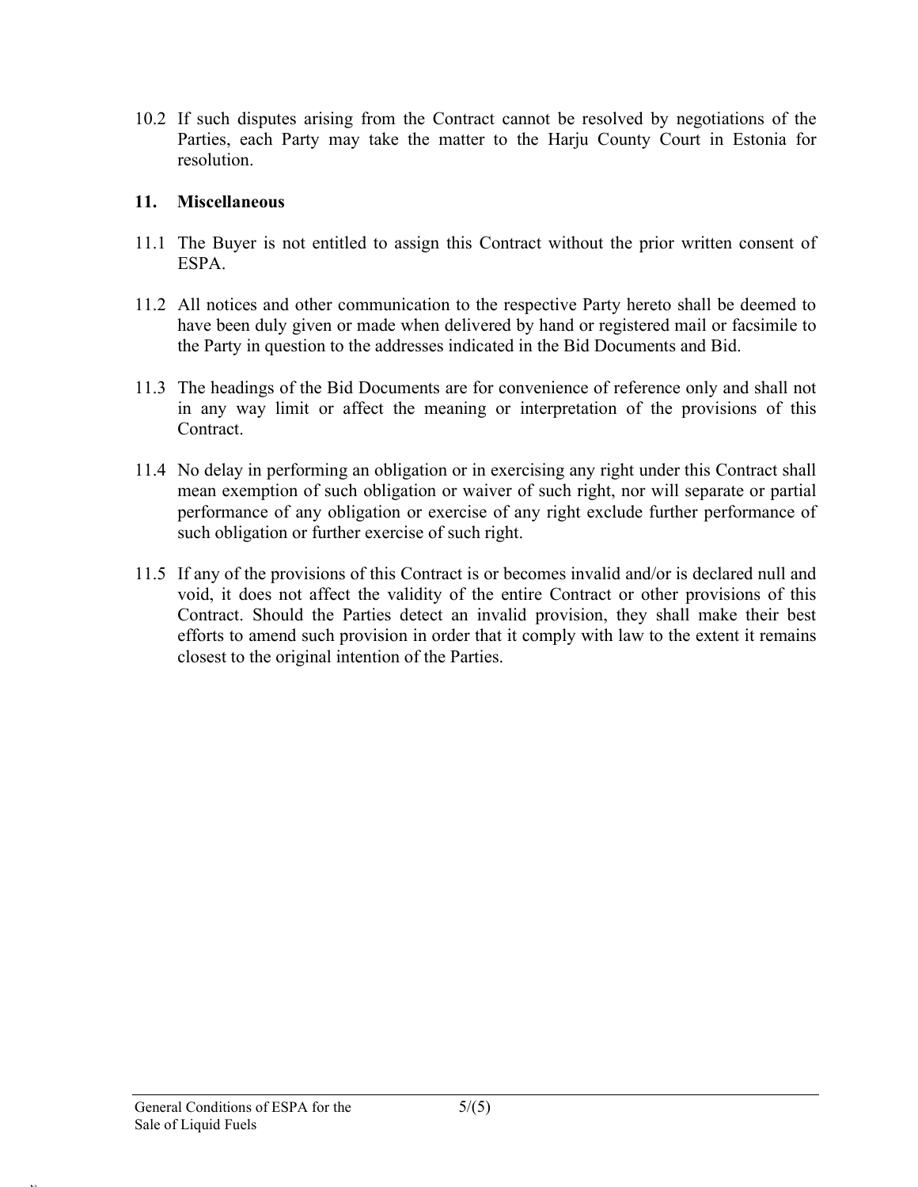10.2 If such disputes arising from the Contract cannot be resolved by negotiations of the Parties, each Party may take the matter to the Harju County Court in Estonia for resolution.

## 11. Miscellaneous

11.1 The Buyer is not entitled to assign this Contract without the prior written consent of ESPA.

11.2 All notices and other communication to the respective Party hereto shall be deemed to have been duly given or made when delivered by hand or registered mail or facsimile to the Party in question to the addresses indicated in the Bid Documents and Bid.

11.3 The headings of the Bid Documents are for convenience of reference only and shall not in any way limit or affect the meaning or interpretation of the provisions of this Contract.

11.4 No delay in performing an obligation or in exercising any right under this Contract shall mean exemption of such obligation or waiver of such right, nor will separate or partial performance of any obligation or exercise of any right exclude further performance of such obligation or further exercise of such right.

11.5 If any of the provisions of this Contract is or becomes invalid and/or is declared null and void, it does not affect the validity of the entire Contract or other provisions of this Contract. Should the Parties detect an invalid provision, they shall make their best efforts to amend such provision in order that it comply with law to the extent it remains closest to the original intention of the Parties.